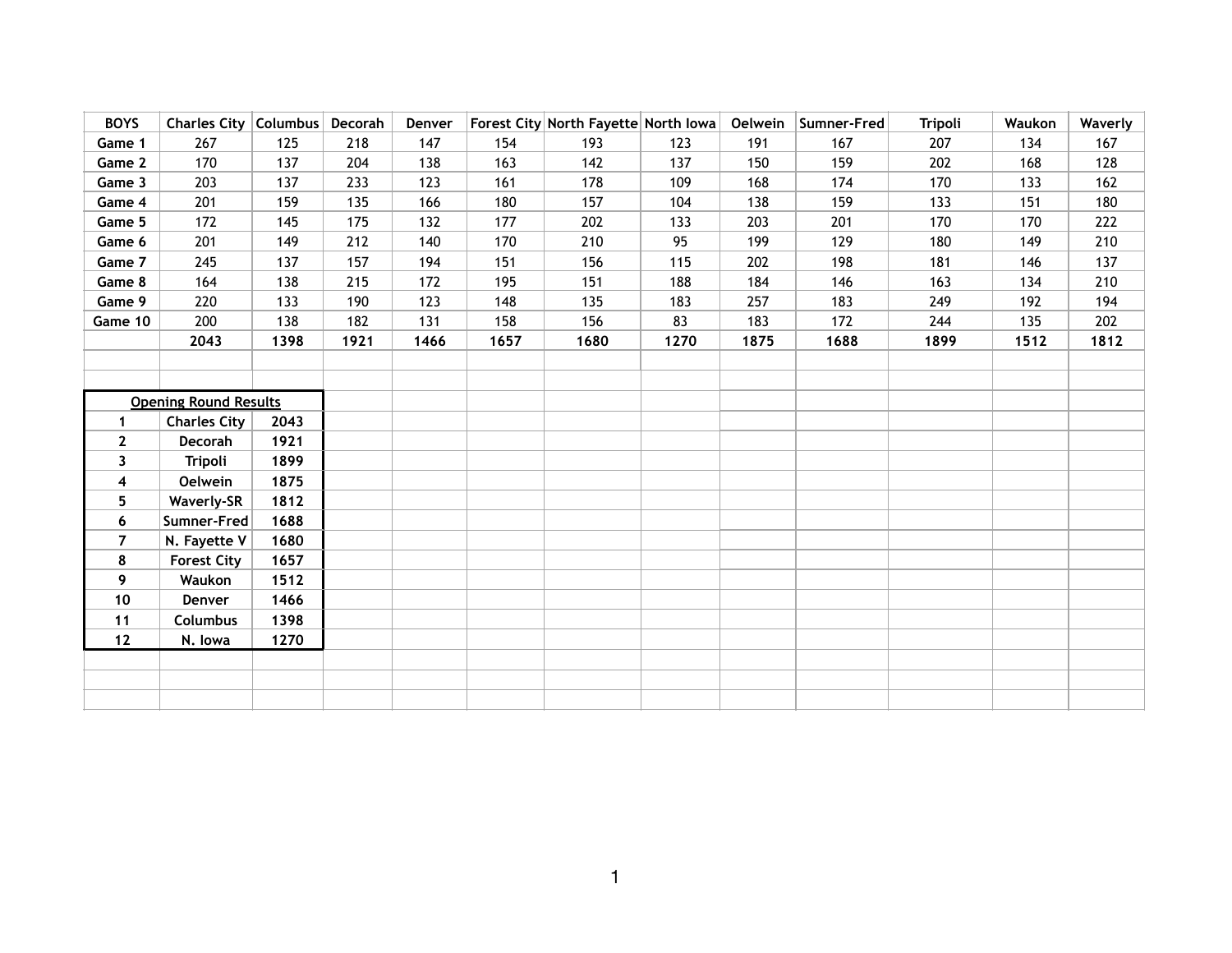| BOYS | Charles City | Columbus | Decorah | Denver | Forest City | North Fayette | North Iowa | Oelwein | Sumner-Fred | Tripoli | Waukon | Waverly |
|---|---|---|---|---|---|---|---|---|---|---|---|---|
| Game 1 | 267 | 125 | 218 | 147 | 154 | 193 | 123 | 191 | 167 | 207 | 134 | 167 |
| Game 2 | 170 | 137 | 204 | 138 | 163 | 142 | 137 | 150 | 159 | 202 | 168 | 128 |
| Game 3 | 203 | 137 | 233 | 123 | 161 | 178 | 109 | 168 | 174 | 170 | 133 | 162 |
| Game 4 | 201 | 159 | 135 | 166 | 180 | 157 | 104 | 138 | 159 | 133 | 151 | 180 |
| Game 5 | 172 | 145 | 175 | 132 | 177 | 202 | 133 | 203 | 201 | 170 | 170 | 222 |
| Game 6 | 201 | 149 | 212 | 140 | 170 | 210 | 95 | 199 | 129 | 180 | 149 | 210 |
| Game 7 | 245 | 137 | 157 | 194 | 151 | 156 | 115 | 202 | 198 | 181 | 146 | 137 |
| Game 8 | 164 | 138 | 215 | 172 | 195 | 151 | 188 | 184 | 146 | 163 | 134 | 210 |
| Game 9 | 220 | 133 | 190 | 123 | 148 | 135 | 183 | 257 | 183 | 249 | 192 | 194 |
| Game 10 | 200 | 138 | 182 | 131 | 158 | 156 | 83 | 183 | 172 | 244 | 135 | 202 |
| | **2043** | **1398** | **1921** | **1466** | **1657** | **1680** | **1270** | **1875** | **1688** | **1899** | **1512** | **1812** |

| Opening Round Results | | |
|---|---|---|
| 1 | Charles City | 2043 |
| 2 | Decorah | 1921 |
| 3 | Tripoli | 1899 |
| 4 | Oelwein | 1875 |
| 5 | Waverly-SR | 1812 |
| 6 | Sumner-Fred | 1688 |
| 7 | N. Fayette V | 1680 |
| 8 | Forest City | 1657 |
| 9 | Waukon | 1512 |
| 10 | Denver | 1466 |
| 11 | Columbus | 1398 |
| 12 | N. Iowa | 1270 |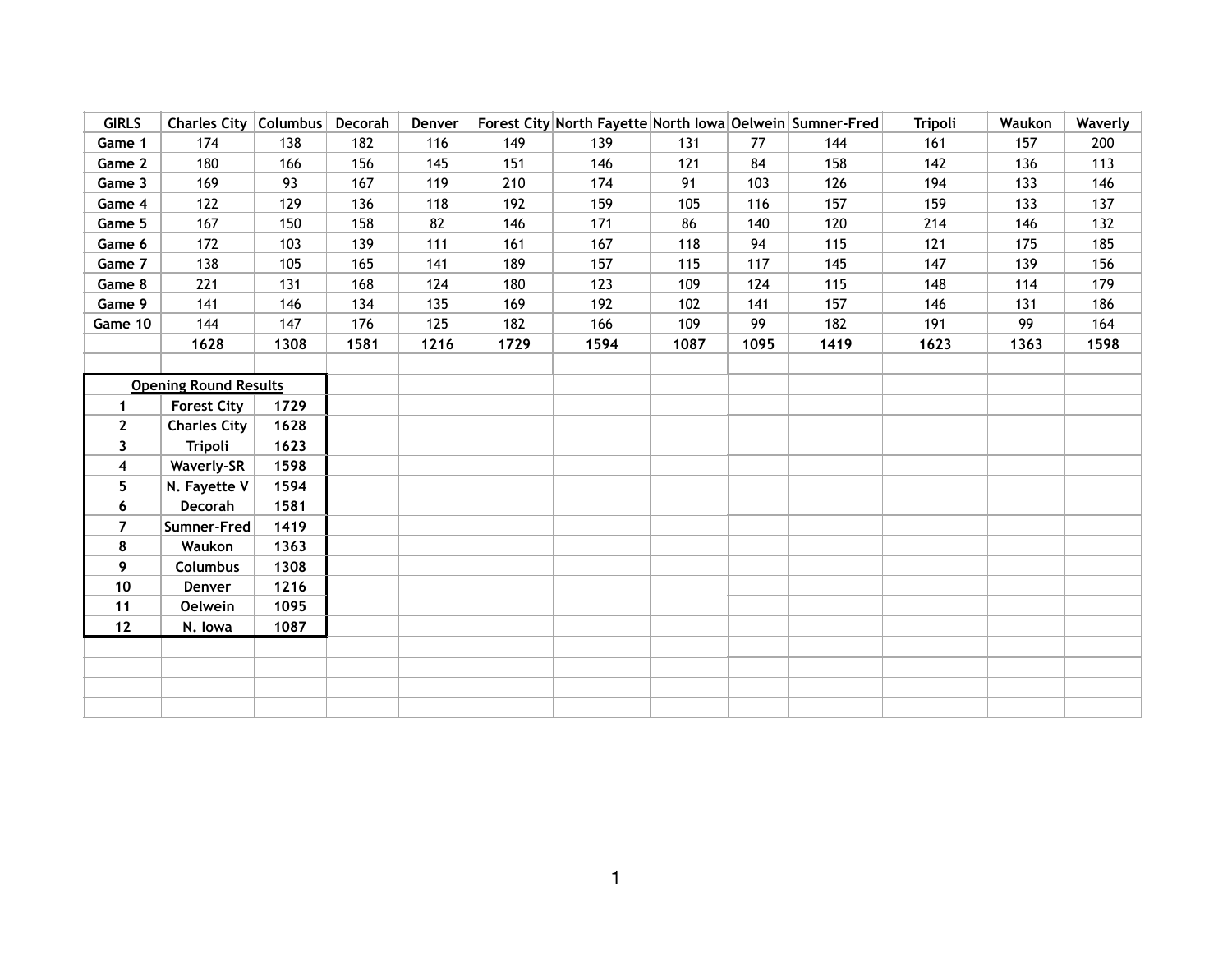| GIRLS | Charles City | Columbus | Decorah | Denver | Forest City | North Fayette | North Iowa | Oelwein | Sumner-Fred | Tripoli | Waukon | Waverly |
|---|---|---|---|---|---|---|---|---|---|---|---|---|
| Game 1 | 174 | 138 | 182 | 116 | 149 | 139 | 131 | 77 | 144 | 161 | 157 | 200 |
| Game 2 | 180 | 166 | 156 | 145 | 151 | 146 | 121 | 84 | 158 | 142 | 136 | 113 |
| Game 3 | 169 | 93 | 167 | 119 | 210 | 174 | 91 | 103 | 126 | 194 | 133 | 146 |
| Game 4 | 122 | 129 | 136 | 118 | 192 | 159 | 105 | 116 | 157 | 159 | 133 | 137 |
| Game 5 | 167 | 150 | 158 | 82 | 146 | 171 | 86 | 140 | 120 | 214 | 146 | 132 |
| Game 6 | 172 | 103 | 139 | 111 | 161 | 167 | 118 | 94 | 115 | 121 | 175 | 185 |
| Game 7 | 138 | 105 | 165 | 141 | 189 | 157 | 115 | 117 | 145 | 147 | 139 | 156 |
| Game 8 | 221 | 131 | 168 | 124 | 180 | 123 | 109 | 124 | 115 | 148 | 114 | 179 |
| Game 9 | 141 | 146 | 134 | 135 | 169 | 192 | 102 | 141 | 157 | 146 | 131 | 186 |
| Game 10 | 144 | 147 | 176 | 125 | 182 | 166 | 109 | 99 | 182 | 191 | 99 | 164 |
| | **1628** | **1308** | **1581** | **1216** | **1729** | **1594** | **1087** | **1095** | **1419** | **1623** | **1363** | **1598** |

| Opening Round Results | | |
|---|---|---|
| 1 | Forest City | 1729 |
| 2 | Charles City | 1628 |
| 3 | Tripoli | 1623 |
| 4 | Waverly-SR | 1598 |
| 5 | N. Fayette V | 1594 |
| 6 | Decorah | 1581 |
| 7 | Sumner-Fred | 1419 |
| 8 | Waukon | 1363 |
| 9 | Columbus | 1308 |
| 10 | Denver | 1216 |
| 11 | Oelwein | 1095 |
| 12 | N. Iowa | 1087 |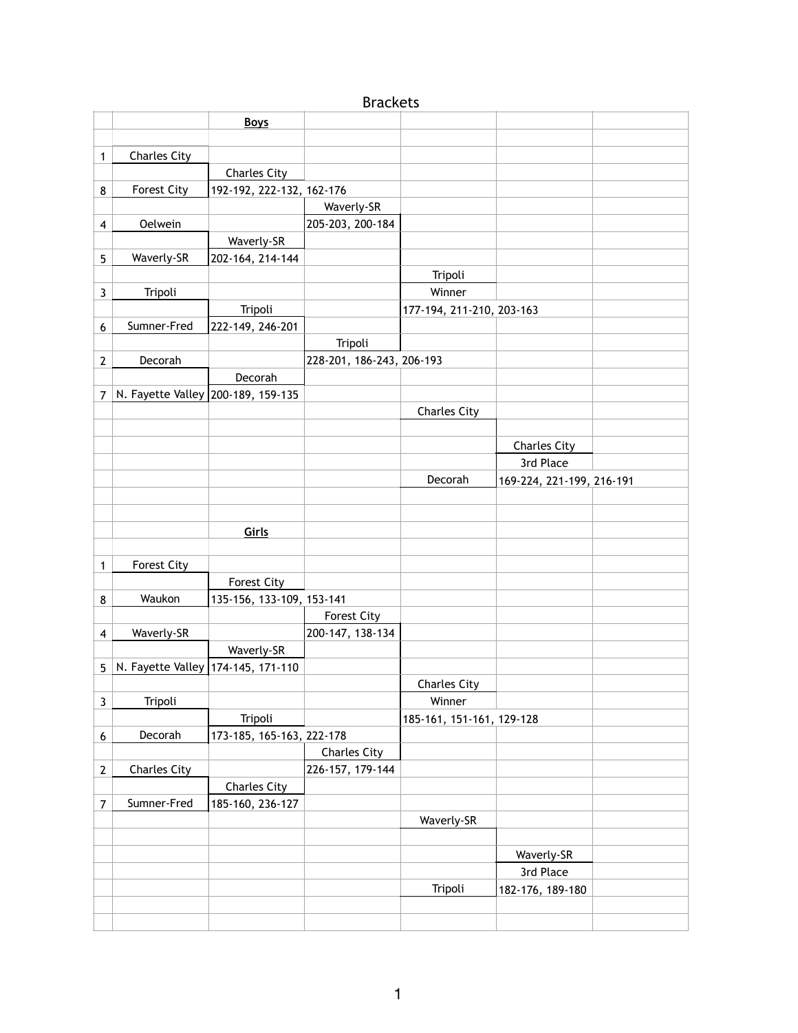# Brackets

## Boys

| | | | | | | |
|---|---|---|---|---|---|---|
| 1 | Charles City | | | | | |
| | | Charles City | | | | |
| 8 | Forest City | 192-192, 222-132, 162-176 | | | | |
| | | | Waverly-SR | | | |
| 4 | Oelwein | | 205-203, 200-184 | | | |
| | | Waverly-SR | | | | |
| 5 | Waverly-SR | 202-164, 214-144 | | | | |
| | | | | Tripoli | | |
| 3 | Tripoli | | | Winner | | |
| | | Tripoli | | 177-194, 211-210, 203-163 | | |
| 6 | Sumner-Fred | 222-149, 246-201 | | | | |
| | | | Tripoli | | | |
| 2 | Decorah | | 228-201, 186-243, 206-193 | | | |
| | | Decorah | | | | |
| 7 | N. Fayette Valley | 200-189, 159-135 | | | | |
| | | | | Charles City | | |
| | | | | | Charles City | |
| | | | | | 3rd Place | |
| | | | | Decorah | 169-224, 221-199, 216-191 | |

## Girls

| | | | | | | |
|---|---|---|---|---|---|---|
| 1 | Forest City | | | | | |
| | | Forest City | | | | |
| 8 | Waukon | 135-156, 133-109, 153-141 | | | | |
| | | | Forest City | | | |
| 4 | Waverly-SR | | 200-147, 138-134 | | | |
| | | Waverly-SR | | | | |
| 5 | N. Fayette Valley | 174-145, 171-110 | | | | |
| | | | | Charles City | | |
| 3 | Tripoli | | | Winner | | |
| | | Tripoli | | 185-161, 151-161, 129-128 | | |
| 6 | Decorah | 173-185, 165-163, 222-178 | | | | |
| | | | Charles City | | | |
| 2 | Charles City | | 226-157, 179-144 | | | |
| | | Charles City | | | | |
| 7 | Sumner-Fred | 185-160, 236-127 | | | | |
| | | | | Waverly-SR | | |
| | | | | | Waverly-SR | |
| | | | | | 3rd Place | |
| | | | | Tripoli | 182-176, 189-180 | |